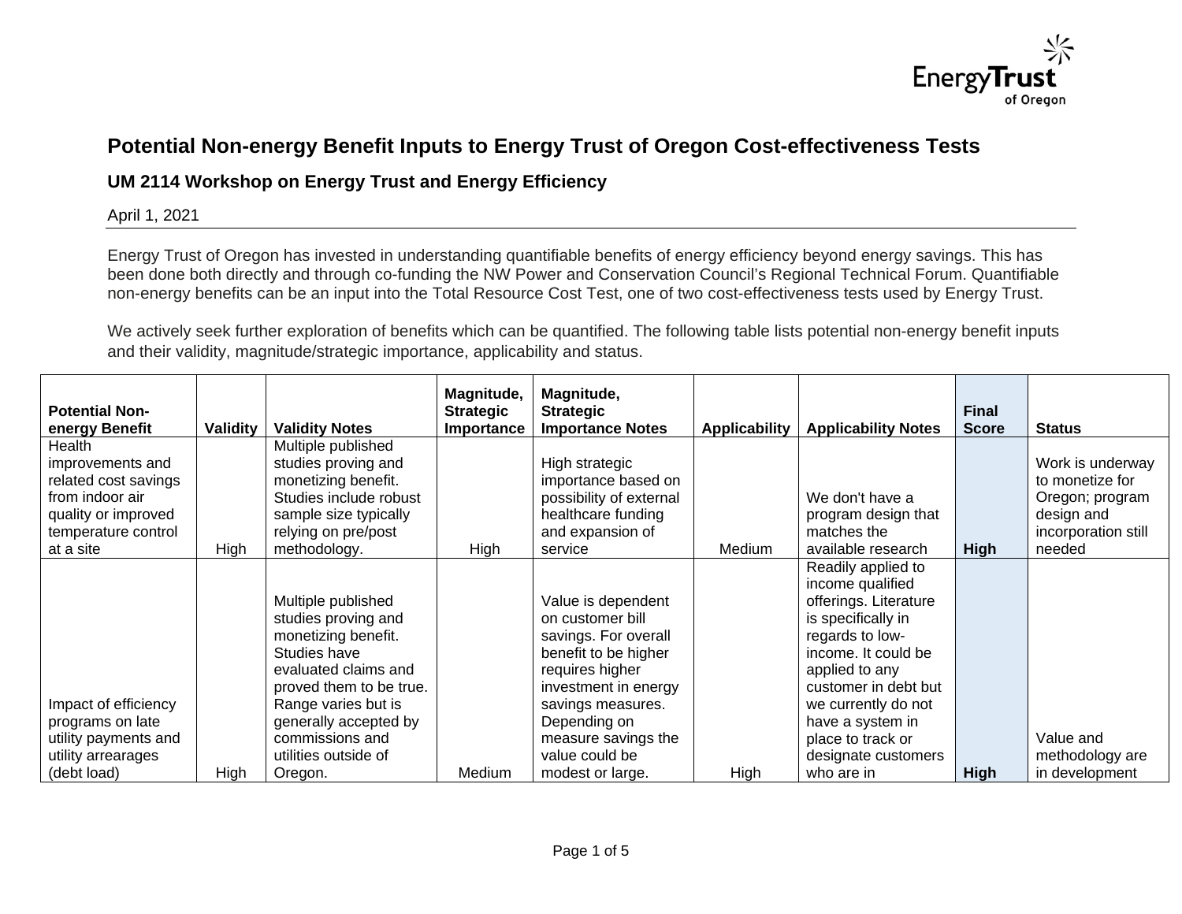# Potential Non-energy Benefit Inputs to Energy Trust of Oregon Cost-effectiveness Tests

## UM 2114 Workshop on Energy Trust and Energy Efficiency

April 1, 2021

Energy Trust of Oregon has invested in understanding quantifiable benefits of energy efficiency beyond energy savings. This has been done both directly and through co-funding the NW Power and Conservation Council's Regional Technical Forum. Quantifiable non-energy benefits can be an input into the Total Resource Cost Test, one of two cost-effectiveness tests used by Energy Trust.

We actively seek further exploration of benefits which can be quantified. The following table lists potential non-energy benefit inputs and their validity, magnitude/strategic importance, applicability and status.

| Potential Non-energy Benefit | Validity | Validity Notes | Magnitude, Strategic Importance | Magnitude, Strategic Importance Notes | Applicability | Applicability Notes | Final Score | Status |
|---|---|---|---|---|---|---|---|---|
| Health improvements and related cost savings from indoor air quality or improved temperature control at a site | High | Multiple published studies proving and monetizing benefit. Studies include robust sample size typically relying on pre/post methodology. | High | High strategic importance based on possibility of external healthcare funding and expansion of service | Medium | We don't have a program design that matches the available research | **High** | Work is underway to monetize for Oregon; program design and incorporation still needed |
| Impact of efficiency programs on late utility payments and utility arrearages (debt load) | High | Multiple published studies proving and monetizing benefit. Studies have evaluated claims and proved them to be true. Range varies but is generally accepted by commissions and utilities outside of Oregon. | Medium | Value is dependent on customer bill savings. For overall benefit to be higher requires higher investment in energy savings measures. Depending on measure savings the value could be modest or large. | High | Readily applied to income qualified offerings. Literature is specifically in regards to low-income. It could be applied to any customer in debt but we currently do not have a system in place to track or designate customers who are in | **High** | Value and methodology are in development |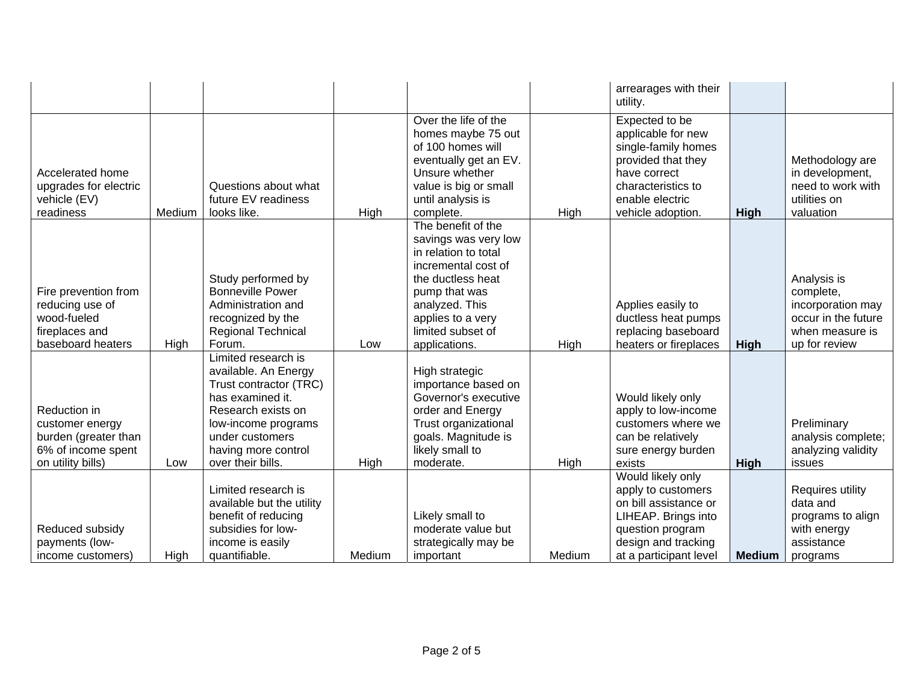| | | | | | | | | |
|---|---|---|---|---|---|---|---|---|
| | | | | | | arrearages with their utility. | | |
| Accelerated home upgrades for electric vehicle (EV) readiness | Medium | Questions about what future EV readiness looks like. | High | Over the life of the homes maybe 75 out of 100 homes will eventually get an EV. Unsure whether value is big or small until analysis is complete. | High | Expected to be applicable for new single-family homes provided that they have correct characteristics to enable electric vehicle adoption. | **High** | Methodology are in development, need to work with utilities on valuation |
| Fire prevention from reducing use of wood-fueled fireplaces and baseboard heaters | High | Study performed by Bonneville Power Administration and recognized by the Regional Technical Forum. | Low | The benefit of the savings was very low in relation to total incremental cost of the ductless heat pump that was analyzed. This applies to a very limited subset of applications. | High | Applies easily to ductless heat pumps replacing baseboard heaters or fireplaces | **High** | Analysis is complete, incorporation may occur in the future when measure is up for review |
| Reduction in customer energy burden (greater than 6% of income spent on utility bills) | Low | Limited research is available. An Energy Trust contractor (TRC) has examined it. Research exists on low-income programs under customers having more control over their bills. | High | High strategic importance based on Governor's executive order and Energy Trust organizational goals. Magnitude is likely small to moderate. | High | Would likely only apply to low-income customers where we can be relatively sure energy burden exists | **High** | Preliminary analysis complete; analyzing validity issues |
| Reduced subsidy payments (low-income customers) | High | Limited research is available but the utility benefit of reducing subsidies for low-income is easily quantifiable. | Medium | Likely small to moderate value but strategically may be important | Medium | Would likely only apply to customers on bill assistance or LIHEAP. Brings into question program design and tracking at a participant level | **Medium** | Requires utility data and programs to align with energy assistance programs |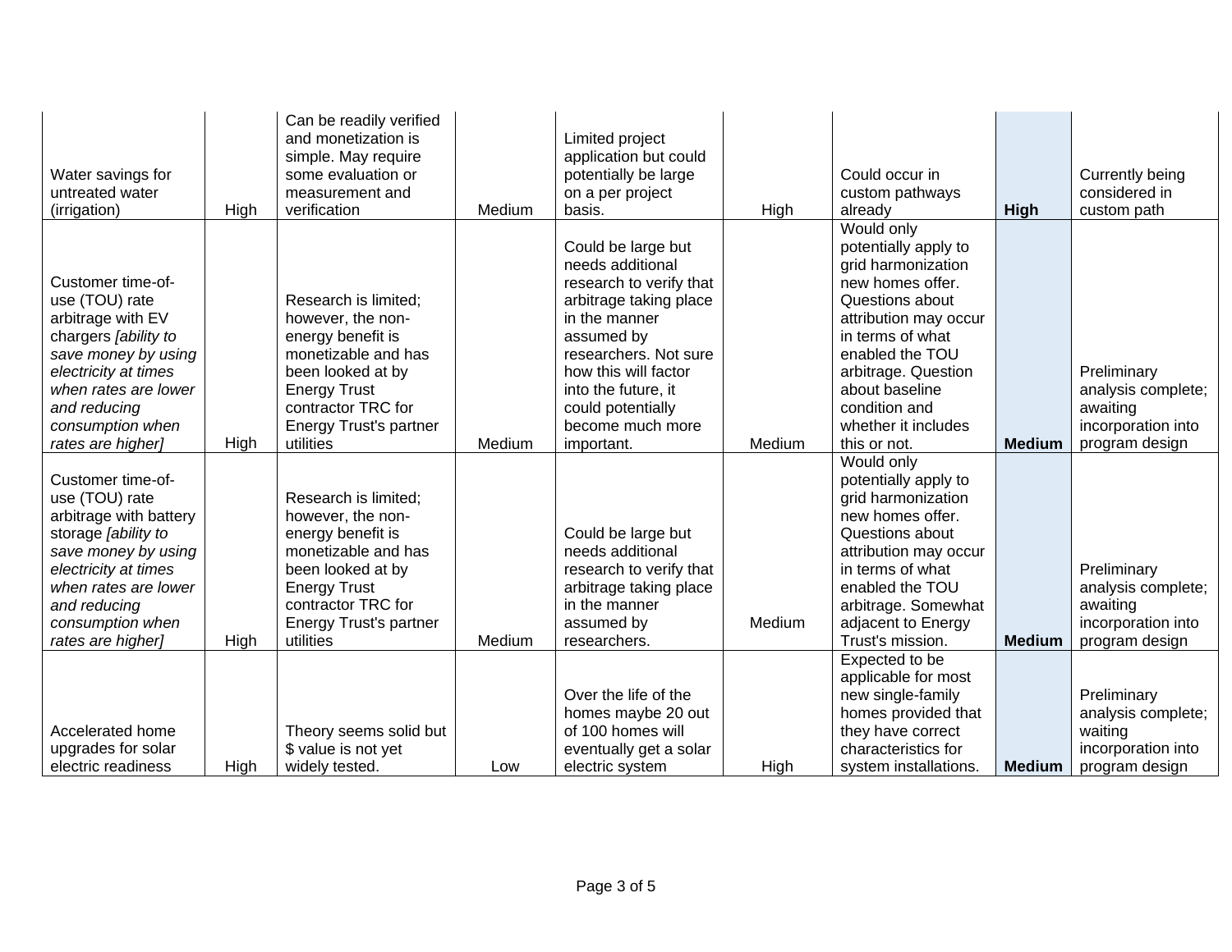| | | | | | | | | |
|---|---|---|---|---|---|---|---|---|
| Water savings for untreated water (irrigation) | High | Can be readily verified and monetization is simple. May require some evaluation or measurement and verification | Medium | Limited project application but could potentially be large on a per project basis. | High | Could occur in custom pathways already | **High** | Currently being considered in custom path |
| Customer time-of-use (TOU) rate arbitrage with EV chargers *[ability to save money by using electricity at times when rates are lower and reducing consumption when rates are higher]* | High | Research is limited; however, the non-energy benefit is monetizable and has been looked at by Energy Trust contractor TRC for Energy Trust's partner utilities | Medium | Could be large but needs additional research to verify that arbitrage taking place in the manner assumed by researchers. Not sure how this will factor into the future, it could potentially become much more important. | Medium | Would only potentially apply to grid harmonization new homes offer. Questions about attribution may occur in terms of what enabled the TOU arbitrage. Question about baseline condition and whether it includes this or not. | **Medium** | Preliminary analysis complete; awaiting incorporation into program design |
| Customer time-of-use (TOU) rate arbitrage with battery storage *[ability to save money by using electricity at times when rates are lower and reducing consumption when rates are higher]* | High | Research is limited; however, the non-energy benefit is monetizable and has been looked at by Energy Trust contractor TRC for Energy Trust's partner utilities | Medium | Could be large but needs additional research to verify that arbitrage taking place in the manner assumed by researchers. | Medium | Would only potentially apply to grid harmonization new homes offer. Questions about attribution may occur in terms of what enabled the TOU arbitrage. Somewhat adjacent to Energy Trust's mission. | **Medium** | Preliminary analysis complete; awaiting incorporation into program design |
| Accelerated home upgrades for solar electric readiness | High | Theory seems solid but $ value is not yet widely tested. | Low | Over the life of the homes maybe 20 out of 100 homes will eventually get a solar electric system | High | Expected to be applicable for most new single-family homes provided that they have correct characteristics for system installations. | **Medium** | Preliminary analysis complete; waiting incorporation into program design |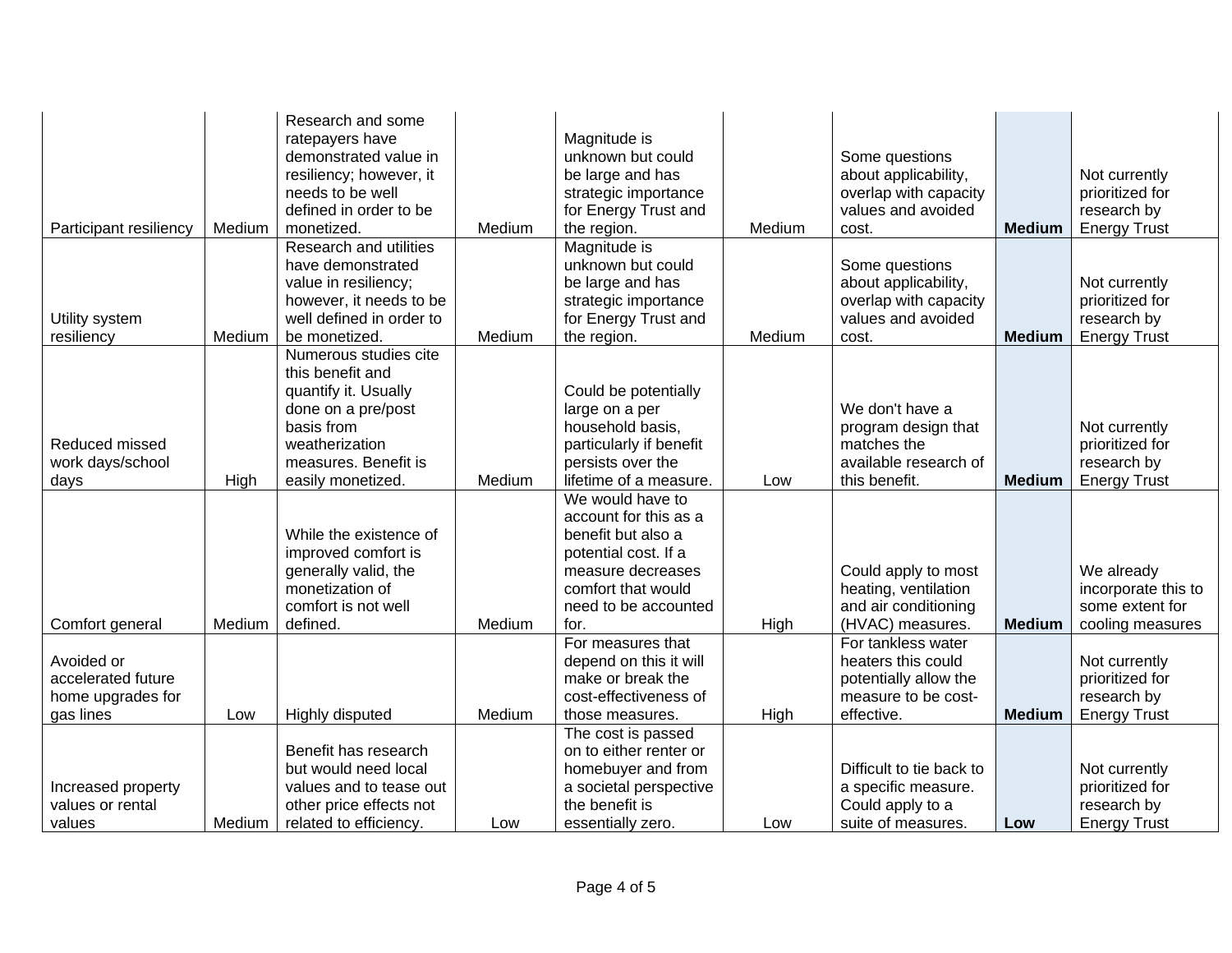| | | | | | | | | |
|---|---|---|---|---|---|---|---|---|
| Participant resiliency | Medium | Research and some ratepayers have demonstrated value in resiliency; however, it needs to be well defined in order to be monetized. | Medium | Magnitude is unknown but could be large and has strategic importance for Energy Trust and the region. | Medium | Some questions about applicability, overlap with capacity values and avoided cost. | **Medium** | Not currently prioritized for research by Energy Trust |
| Utility system resiliency | Medium | Research and utilities have demonstrated value in resiliency; however, it needs to be well defined in order to be monetized. | Medium | Magnitude is unknown but could be large and has strategic importance for Energy Trust and the region. | Medium | Some questions about applicability, overlap with capacity values and avoided cost. | **Medium** | Not currently prioritized for research by Energy Trust |
| Reduced missed work days/school days | High | Numerous studies cite this benefit and quantify it. Usually done on a pre/post basis from weatherization measures. Benefit is easily monetized. | Medium | Could be potentially large on a per household basis, particularly if benefit persists over the lifetime of a measure. | Low | We don't have a program design that matches the available research of this benefit. | **Medium** | Not currently prioritized for research by Energy Trust |
| Comfort general | Medium | While the existence of improved comfort is generally valid, the monetization of comfort is not well defined. | Medium | We would have to account for this as a benefit but also a potential cost. If a measure decreases comfort that would need to be accounted for. | High | Could apply to most heating, ventilation and air conditioning (HVAC) measures. | **Medium** | We already incorporate this to some extent for cooling measures |
| Avoided or accelerated future home upgrades for gas lines | Low | Highly disputed | Medium | For measures that depend on this it will make or break the cost-effectiveness of those measures. | High | For tankless water heaters this could potentially allow the measure to be cost-effective. | **Medium** | Not currently prioritized for research by Energy Trust |
| Increased property values or rental values | Medium | Benefit has research but would need local values and to tease out other price effects not related to efficiency. | Low | The cost is passed on to either renter or homebuyer and from a societal perspective the benefit is essentially zero. | Low | Difficult to tie back to a specific measure. Could apply to a suite of measures. | **Low** | Not currently prioritized for research by Energy Trust |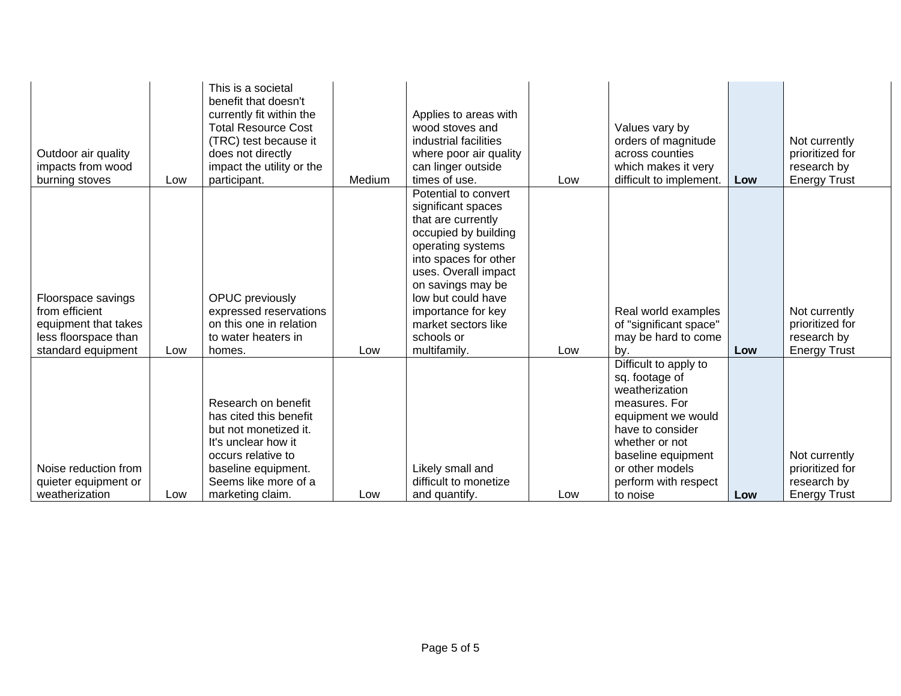| | | | | | | | | |
|---|---|---|---|---|---|---|---|---|
| Outdoor air quality impacts from wood burning stoves | Low | This is a societal benefit that doesn't currently fit within the Total Resource Cost (TRC) test because it does not directly impact the utility or the participant. | Medium | Applies to areas with wood stoves and industrial facilities where poor air quality can linger outside times of use. | Low | Values vary by orders of magnitude across counties which makes it very difficult to implement. | **Low** | Not currently prioritized for research by Energy Trust |
| Floorspace savings from efficient equipment that takes less floorspace than standard equipment | Low | OPUC previously expressed reservations on this one in relation to water heaters in homes. | Low | Potential to convert significant spaces that are currently occupied by building operating systems into spaces for other uses. Overall impact on savings may be low but could have importance for key market sectors like schools or multifamily. | Low | Real world examples of "significant space" may be hard to come by. | **Low** | Not currently prioritized for research by Energy Trust |
| Noise reduction from quieter equipment or weatherization | Low | Research on benefit has cited this benefit but not monetized it. It's unclear how it occurs relative to baseline equipment. Seems like more of a marketing claim. | Low | Likely small and difficult to monetize and quantify. | Low | Difficult to apply to sq. footage of weatherization measures. For equipment we would have to consider whether or not baseline equipment or other models perform with respect to noise | **Low** | Not currently prioritized for research by Energy Trust |